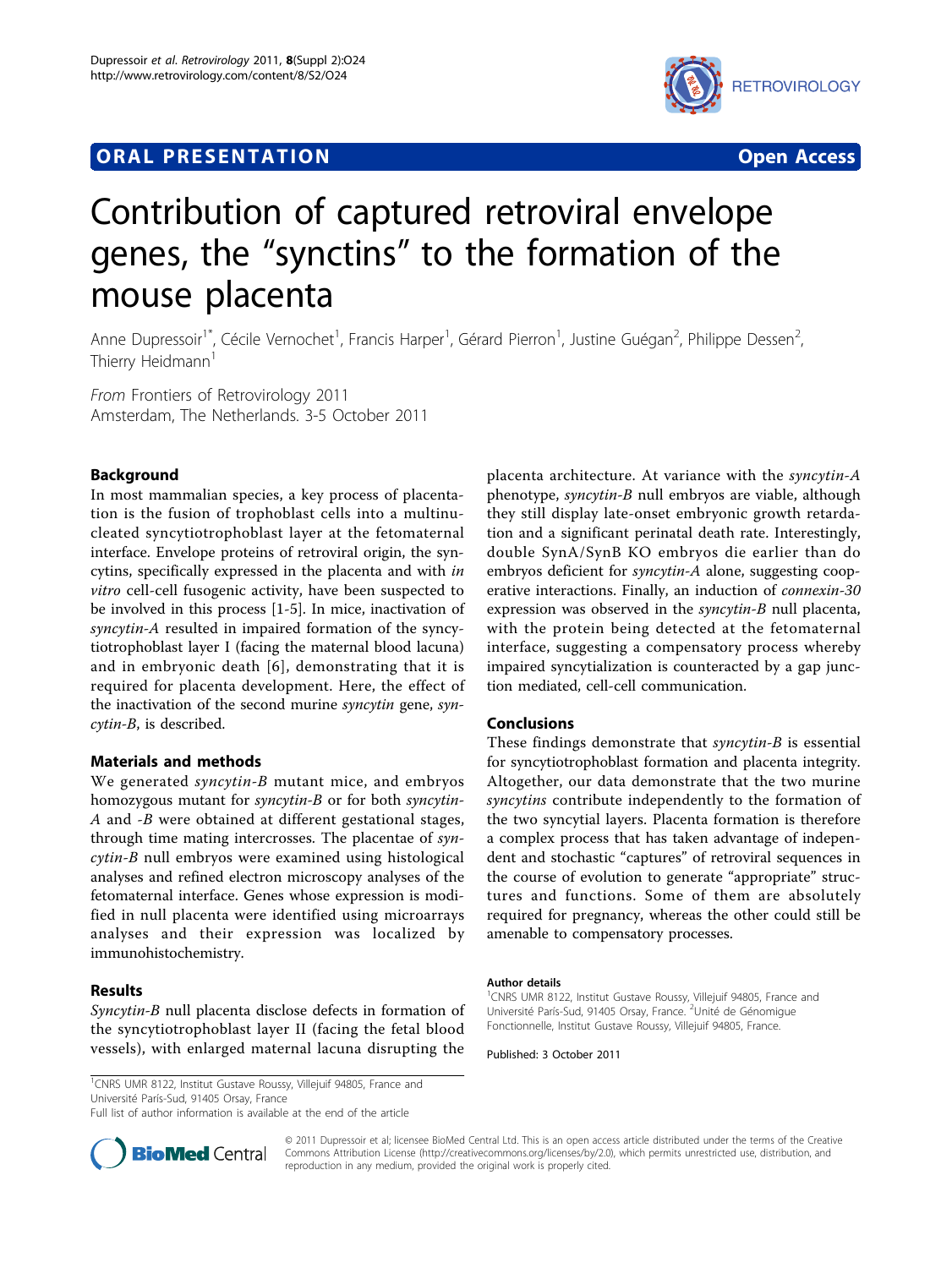**ORAL PRESENTATION** **Open Access**

# Contribution of captured retroviral envelope genes, the "synctins" to the formation of the mouse placenta

Anne Dupressoir[1*], Cécile Vernochet[1], Francis Harper[1], Gérard Pierron[1], Justine Guégan[2], Philippe Dessen[2], Thierry Heidmann[1]

*From* Frontiers of Retrovirology 2011
Amsterdam, The Netherlands. 3-5 October 2011

## Background

In most mammalian species, a key process of placentation is the fusion of trophoblast cells into a multinucleated syncytiotrophoblast layer at the fetomaternal interface. Envelope proteins of retroviral origin, the syncytins, specifically expressed in the placenta and with *in vitro* cell-cell fusogenic activity, have been suspected to be involved in this process [1-5]. In mice, inactivation of *syncytin-A* resulted in impaired formation of the syncytiotrophoblast layer I (facing the maternal blood lacuna) and in embryonic death [6], demonstrating that it is required for placenta development. Here, the effect of the inactivation of the second murine *syncytin* gene, *syncytin-B*, is described.

## Materials and methods

We generated *syncytin-B* mutant mice, and embryos homozygous mutant for *syncytin-B* or for both *syncytin-A* and *-B* were obtained at different gestational stages, through time mating intercrosses. The placentae of *syncytin-B* null embryos were examined using histological analyses and refined electron microscopy analyses of the fetomaternal interface. Genes whose expression is modified in null placenta were identified using microarrays analyses and their expression was localized by immunohistochemistry.

## Results

*Syncytin-B* null placenta disclose defects in formation of the syncytiotrophoblast layer II (facing the fetal blood vessels), with enlarged maternal lacuna disrupting the placenta architecture. At variance with the *syncytin-A* phenotype, *syncytin-B* null embryos are viable, although they still display late-onset embryonic growth retardation and a significant perinatal death rate. Interestingly, double SynA/SynB KO embryos die earlier than do embryos deficient for *syncytin-A* alone, suggesting cooperative interactions. Finally, an induction of *connexin-30* expression was observed in the *syncytin-B* null placenta, with the protein being detected at the fetomaternal interface, suggesting a compensatory process whereby impaired syncytialization is counteracted by a gap junction mediated, cell-cell communication.

## Conclusions

These findings demonstrate that *syncytin-B* is essential for syncytiotrophoblast formation and placenta integrity. Altogether, our data demonstrate that the two murine *syncytins* contribute independently to the formation of the two syncytial layers. Placenta formation is therefore a complex process that has taken advantage of independent and stochastic "captures" of retroviral sequences in the course of evolution to generate "appropriate" structures and functions. Some of them are absolutely required for pregnancy, whereas the other could still be amenable to compensatory processes.

#### Author details

[1]CNRS UMR 8122, Institut Gustave Roussy, Villejuif 94805, France and Université París-Sud, 91405 Orsay, France. [2]Unité de Génomigue Fonctionnelle, Institut Gustave Roussy, Villejuif 94805, France.

Published: 3 October 2011

[1]CNRS UMR 8122, Institut Gustave Roussy, Villejuif 94805, France and Université París-Sud, 91405 Orsay, France
Full list of author information is available at the end of the article

© 2011 Dupressoir et al; licensee BioMed Central Ltd. This is an open access article distributed under the terms of the Creative Commons Attribution License (http://creativecommons.org/licenses/by/2.0), which permits unrestricted use, distribution, and reproduction in any medium, provided the original work is properly cited.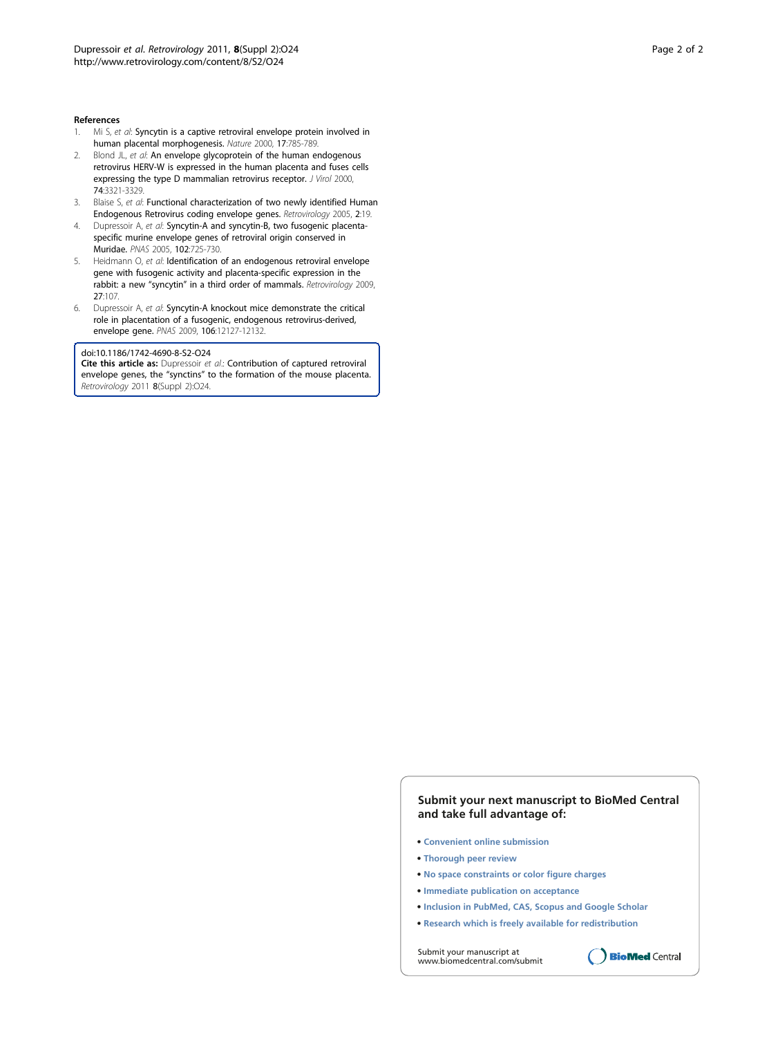### References

1. Mi S, *et al*: Syncytin is a captive retroviral envelope protein involved in human placental morphogenesis. *Nature* 2000, **17**:785-789.
2. Blond JL, *et al*: An envelope glycoprotein of the human endogenous retrovirus HERV-W is expressed in the human placenta and fuses cells expressing the type D mammalian retrovirus receptor. *J Virol* 2000, **74**:3321-3329.
3. Blaise S, *et al*: Functional characterization of two newly identified Human Endogenous Retrovirus coding envelope genes. *Retrovirology* 2005, **2**:19.
4. Dupressoir A, *et al*: Syncytin-A and syncytin-B, two fusogenic placenta-specific murine envelope genes of retroviral origin conserved in Muridae. *PNAS* 2005, **102**:725-730.
5. Heidmann O, *et al*: Identification of an endogenous retroviral envelope gene with fusogenic activity and placenta-specific expression in the rabbit: a new "syncytin" in a third order of mammals. *Retrovirology* 2009, **27**:107.
6. Dupressoir A, *et al*: Syncytin-A knockout mice demonstrate the critical role in placentation of a fusogenic, endogenous retrovirus-derived, envelope gene. *PNAS* 2009, **106**:12127-12132.

doi:10.1186/1742-4690-8-S2-O24
**Cite this article as:** Dupressoir *et al*.: Contribution of captured retroviral envelope genes, the "synctins" to the formation of the mouse placenta. *Retrovirology* 2011 **8**(Suppl 2):O24.

**Submit your next manuscript to BioMed Central and take full advantage of:**

- **Convenient online submission**
- **Thorough peer review**
- **No space constraints or color figure charges**
- **Immediate publication on acceptance**
- **Inclusion in PubMed, CAS, Scopus and Google Scholar**
- **Research which is freely available for redistribution**

Submit your manuscript at
www.biomedcentral.com/submit

BioMed Central